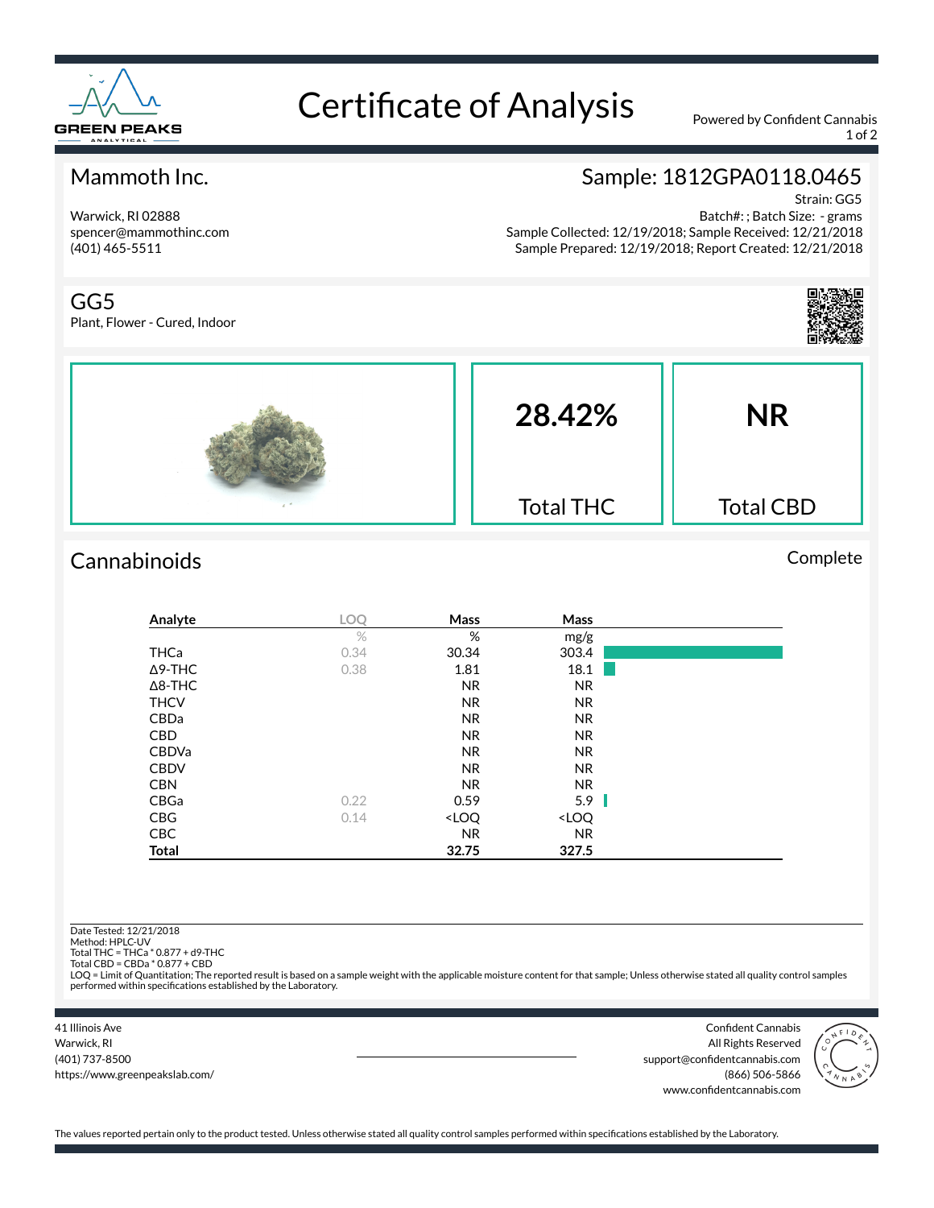# Certificate of Analysis

Powered by Confident Cannabis

## Mammoth Inc.

Warwick, RI 02888
spencer@mammothinc.com
(401) 465-5511

## Sample: 1812GPA0118.0465

Strain: GG5
Batch#: ; Batch Size: - grams
Sample Collected: 12/19/2018; Sample Received: 12/21/2018
Sample Prepared: 12/19/2018; Report Created: 12/21/2018

## GG5

Plant, Flower - Cured, Indoor

**28.42%**
Total THC

**NR**
Total CBD

## Cannabinoids

Complete

| Analyte | LOQ | Mass | Mass |
|---|---|---|---|
| | % | % | mg/g |
| THCa | 0.34 | 30.34 | 303.4 |
| Δ9-THC | 0.38 | 1.81 | 18.1 |
| Δ8-THC | | NR | NR |
| THCV | | NR | NR |
| CBDa | | NR | NR |
| CBD | | NR | NR |
| CBDVa | | NR | NR |
| CBDV | | NR | NR |
| CBN | | NR | NR |
| CBGa | 0.22 | 0.59 | 5.9 |
| CBG | 0.14 | <LOQ | <LOQ |
| CBC | | NR | NR |
| **Total** | | **32.75** | **327.5** |

Date Tested: 12/21/2018
Method: HPLC-UV
Total THC = THCa * 0.877 + d9-THC
Total CBD = CBDa * 0.877 + CBD
LOQ = Limit of Quantitation; The reported result is based on a sample weight with the applicable moisture content for that sample; Unless otherwise stated all quality control samples performed within specifications established by the Laboratory.

41 Illinois Ave
Warwick, RI
(401) 737-8500
https://www.greenpeakslab.com/

Confident Cannabis
All Rights Reserved
support@confidentcannabis.com
(866) 506-5866
www.confidentcannabis.com

The values reported pertain only to the product tested. Unless otherwise stated all quality control samples performed within specifications established by the Laboratory.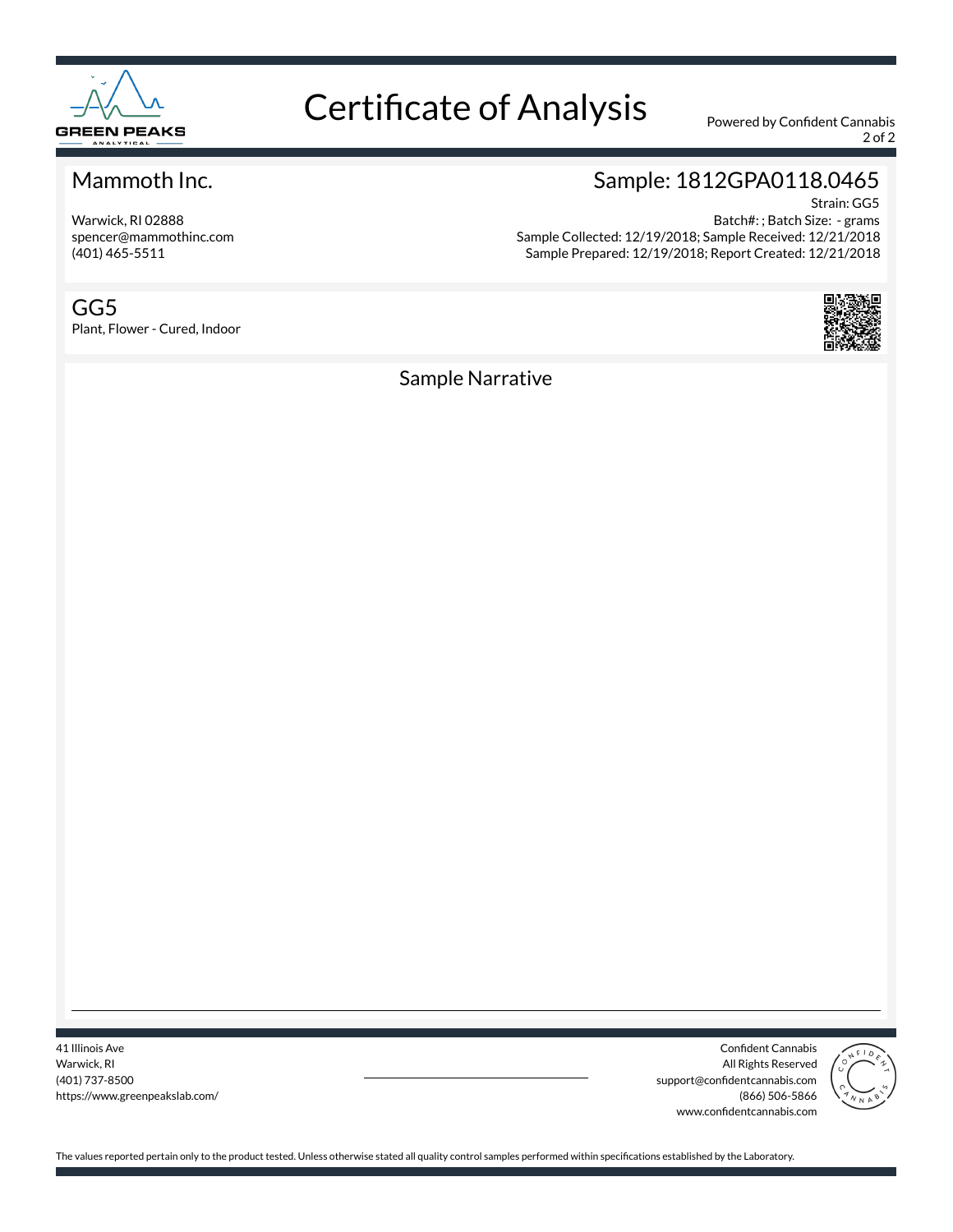# Certificate of Analysis

Powered by Confident Cannabis

## Mammoth Inc.

Warwick, RI 02888
spencer@mammothinc.com
(401) 465-5511

## Sample: 1812GPA0118.0465

Strain: GG5
Batch#: ; Batch Size: - grams
Sample Collected: 12/19/2018; Sample Received: 12/21/2018
Sample Prepared: 12/19/2018; Report Created: 12/21/2018

## GG5

Plant, Flower - Cured, Indoor

### Sample Narrative

41 Illinois Ave
Warwick, RI
(401) 737-8500
https://www.greenpeakslab.com/

Confident Cannabis
All Rights Reserved
support@confidentcannabis.com
(866) 506-5866
www.confidentcannabis.com

The values reported pertain only to the product tested. Unless otherwise stated all quality control samples performed within specifications established by the Laboratory.